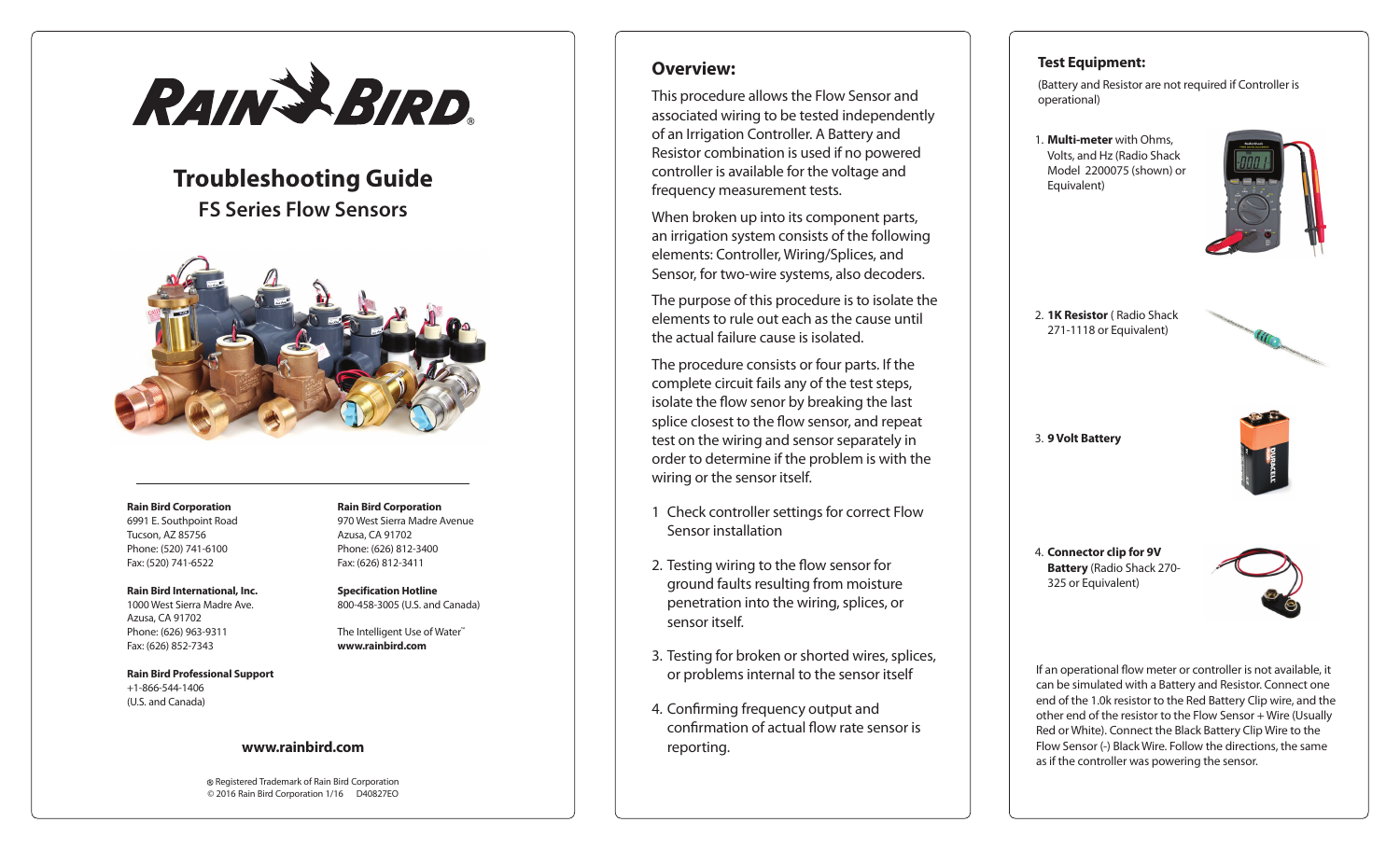# RAIN BIRD

# Troubleshooting Guide

## FS Series Flow Sensors

**Rain Bird Corporation**
6991 E. Southpoint Road
Tucson, AZ 85756
Phone: (520) 741-6100
Fax: (520) 741-6522

**Rain Bird International, Inc.**
1000 West Sierra Madre Ave.
Azusa, CA 91702
Phone: (626) 963-9311
Fax: (626) 852-7343

**Rain Bird Professional Support**
+1-866-544-1406
(U.S. and Canada)

**Rain Bird Corporation**
970 West Sierra Madre Avenue
Azusa, CA 91702
Phone: (626) 812-3400
Fax: (626) 812-3411

**Specification Hotline**
800-458-3005 (U.S. and Canada)

The Intelligent Use of Water™
**www.rainbird.com**

**www.rainbird.com**

® Registered Trademark of Rain Bird Corporation
© 2016 Rain Bird Corporation 1/16 D40827EO

## Overview:

This procedure allows the Flow Sensor and associated wiring to be tested independently of an Irrigation Controller. A Battery and Resistor combination is used if no powered controller is available for the voltage and frequency measurement tests.

When broken up into its component parts, an irrigation system consists of the following elements: Controller, Wiring/Splices, and Sensor, for two-wire systems, also decoders.

The purpose of this procedure is to isolate the elements to rule out each as the cause until the actual failure cause is isolated.

The procedure consists or four parts. If the complete circuit fails any of the test steps, isolate the flow senor by breaking the last splice closest to the flow sensor, and repeat test on the wiring and sensor separately in order to determine if the problem is with the wiring or the sensor itself.

1 Check controller settings for correct Flow Sensor installation

2. Testing wiring to the flow sensor for ground faults resulting from moisture penetration into the wiring, splices, or sensor itself.

3. Testing for broken or shorted wires, splices, or problems internal to the sensor itself

4. Confirming frequency output and confirmation of actual flow rate sensor is reporting.

## Test Equipment:

(Battery and Resistor are not required if Controller is operational)

1. **Multi-meter** with Ohms, Volts, and Hz (Radio Shack Model 2200075 (shown) or Equivalent)

2. **1K Resistor** ( Radio Shack 271-1118 or Equivalent)

3. **9 Volt Battery**

4. **Connector clip for 9V Battery** (Radio Shack 270-325 or Equivalent)

If an operational flow meter or controller is not available, it can be simulated with a Battery and Resistor. Connect one end of the 1.0k resistor to the Red Battery Clip wire, and the other end of the resistor to the Flow Sensor + Wire (Usually Red or White). Connect the Black Battery Clip Wire to the Flow Sensor (-) Black Wire. Follow the directions, the same as if the controller was powering the sensor.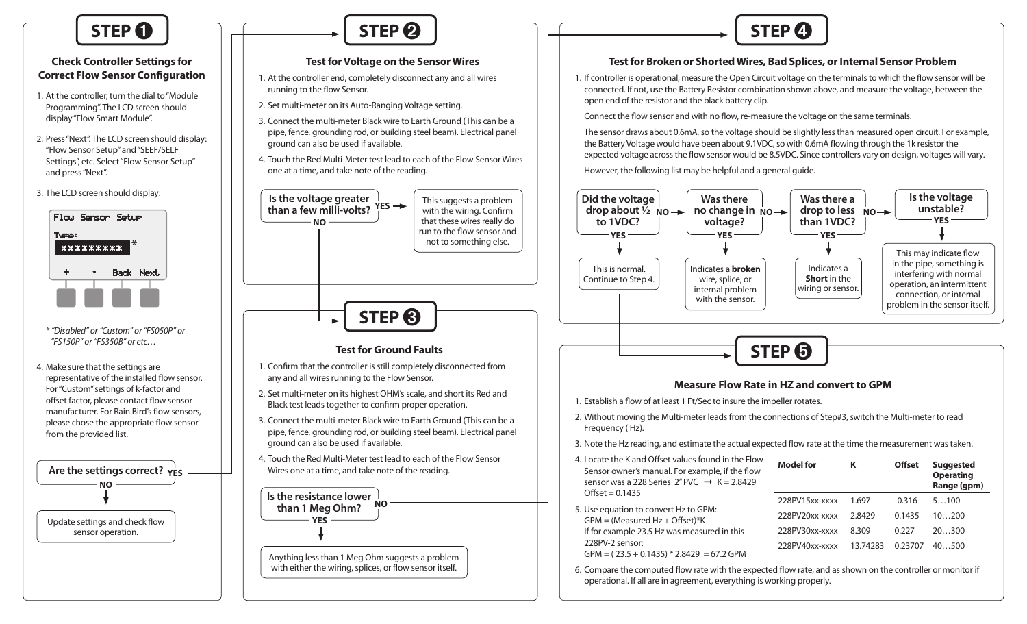## STEP 1

### Check Controller Settings for Correct Flow Sensor Configuration

1. At the controller, turn the dial to "Module Programming". The LCD screen should display "Flow Smart Module".
2. Press "Next". The LCD screen should display: "Flow Sensor Setup" and "SEEF/SELF Settings", etc. Select "Flow Sensor Setup" and press "Next".
3. The LCD screen should display:

```
Flow Sensor Setup
Type:
*********  *
 +    -    Back  Next
```

\* "Disabled" or "Custom" or "FS050P" or "FS150P" or "FS350B" or etc…

4. Make sure that the settings are representative of the installed flow sensor. For "Custom" settings of k-factor and offset factor, please contact flow sensor manufacturer. For Rain Bird's flow sensors, please chose the appropriate flow sensor from the provided list.

**Are the settings correct?**
- YES → Step 2
- NO → Update settings and check flow sensor operation.

## STEP 2

### Test for Voltage on the Sensor Wires

1. At the controller end, completely disconnect any and all wires running to the flow Sensor.
2. Set multi-meter on its Auto-Ranging Voltage setting.
3. Connect the multi-meter Black wire to Earth Ground (This can be a pipe, fence, grounding rod, or building steel beam). Electrical panel ground can also be used if available.
4. Touch the Red Multi-Meter test lead to each of the Flow Sensor Wires one at a time, and take note of the reading.

**Is the voltage greater than a few milli-volts?**
- YES → This suggests a problem with the wiring. Confirm that these wires really do run to the flow sensor and not to something else.
- NO → Step 3

## STEP 3

### Test for Ground Faults

1. Confirm that the controller is still completely disconnected from any and all wires running to the Flow Sensor.
2. Set multi-meter on its highest OHM's scale, and short its Red and Black test leads together to confirm proper operation.
3. Connect the multi-meter Black wire to Earth Ground (This can be a pipe, fence, grounding rod, or building steel beam). Electrical panel ground can also be used if available.
4. Touch the Red Multi-Meter test lead to each of the Flow Sensor Wires one at a time, and take note of the reading.

**Is the resistance lower than 1 Meg Ohm?**
- YES → Anything less than 1 Meg Ohm suggests a problem with either the wiring, splices, or flow sensor itself.
- NO → Step 4

## STEP 4

### Test for Broken or Shorted Wires, Bad Splices, or Internal Sensor Problem

1. If controller is operational, measure the Open Circuit voltage on the terminals to which the flow sensor will be connected. If not, use the Battery Resistor combination shown above, and measure the voltage, between the open end of the resistor and the black battery clip.

   Connect the flow sensor and with no flow, re-measure the voltage on the same terminals.

   The sensor draws about 0.6mA, so the voltage should be slightly less than measured open circuit. For example, the Battery Voltage would have been about 9.1VDC, so with 0.6mA flowing through the 1k resistor the expected voltage across the flow sensor would be 8.5VDC. Since controllers vary on design, voltages will vary.

   However, the following list may be helpful and a general guide.

**Did the voltage drop about ½ to 1VDC?**
- YES → This is normal. Continue to Step 4.
- NO → **Was there no change in voltage?**
  - YES → Indicates a **broken** wire, splice, or internal problem with the sensor.
  - NO → **Was there a drop to less than 1VDC?**
    - YES → Indicates a **Short** in the wiring or sensor.
    - NO → **Is the voltage unstable?**
      - YES → This may indicate flow in the pipe, something is interfering with normal operation, an intermittent connection, or internal problem in the sensor itself.

## STEP 5

### Measure Flow Rate in HZ and convert to GPM

1. Establish a flow of at least 1 Ft/Sec to insure the impeller rotates.
2. Without moving the Multi-meter leads from the connections of Step#3, switch the Multi-meter to read Frequency ( Hz).
3. Note the Hz reading, and estimate the actual expected flow rate at the time the measurement was taken.
4. Locate the K and Offset values found in the Flow Sensor owner's manual. For example, if the flow sensor was a 228 Series 2" PVC → K = 2.8429 Offset = 0.1435
5. Use equation to convert Hz to GPM:
   GPM = (Measured Hz + Offset)*K
   If for example 23.5 Hz was measured in this 228PV-2 sensor:
   GPM = ( 23.5 + 0.1435) * 2.8429 = 67.2 GPM

| Model for | K | Offset | Suggested Operating Range (gpm) |
|---|---|---|---|
| 228PV15xx-xxxx | 1.697 | -0.316 | 5…100 |
| 228PV20xx-xxxx | 2.8429 | 0.1435 | 10…200 |
| 228PV30xx-xxxx | 8.309 | 0.227 | 20…300 |
| 228PV40xx-xxxx | 13.74283 | 0.23707 | 40…500 |

6. Compare the computed flow rate with the expected flow rate, and as shown on the controller or monitor if operational. If all are in agreement, everything is working properly.